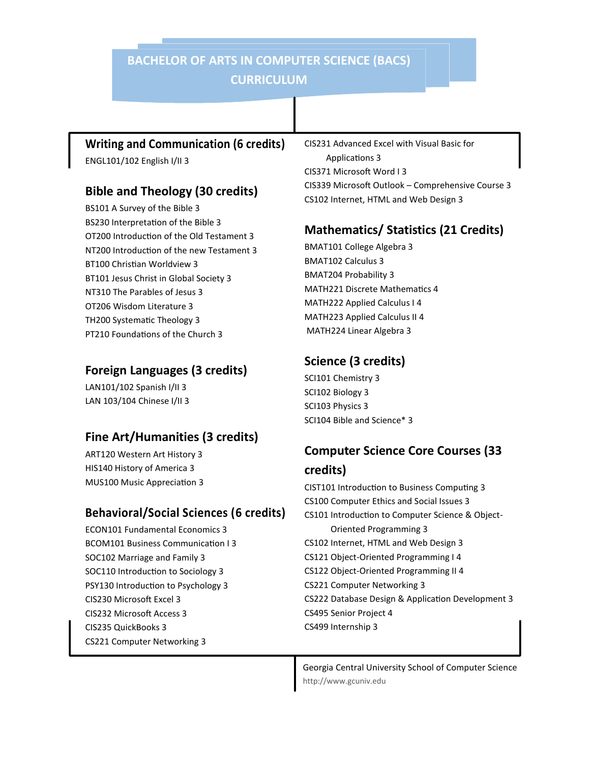# BACHELOR OF ARTS IN COMPUTER SCIENCE (BACS) CURRICULUM

## Writing and Communication (6 credits)

ENGL101/102 English I/II 3

## Bible and Theology (30 credits)

BS101 A Survey of the Bible 3
BS230 Interpretation of the Bible 3
OT200 Introduction of the Old Testament 3
NT200 Introduction of the new Testament 3
BT100 Christian Worldview 3
BT101 Jesus Christ in Global Society 3
NT310 The Parables of Jesus 3
OT206 Wisdom Literature 3
TH200 Systematic Theology 3
PT210 Foundations of the Church 3

## Foreign Languages (3 credits)

LAN101/102 Spanish I/II 3
LAN 103/104 Chinese I/II 3

## Fine Art/Humanities (3 credits)

ART120 Western Art History 3
HIS140 History of America 3
MUS100 Music Appreciation 3

## Behavioral/Social Sciences (6 credits)

ECON101 Fundamental Economics 3
BCOM101 Business Communication I 3
SOC102 Marriage and Family 3
SOC110 Introduction to Sociology 3
PSY130 Introduction to Psychology 3
CIS230 Microsoft Excel 3
CIS232 Microsoft Access 3
CIS235 QuickBooks 3
CS221 Computer Networking 3
CIS231 Advanced Excel with Visual Basic for Applications 3
CIS371 Microsoft Word I 3
CIS339 Microsoft Outlook – Comprehensive Course 3
CS102 Internet, HTML and Web Design 3

## Mathematics/ Statistics (21 Credits)

BMAT101 College Algebra 3
BMAT102 Calculus 3
BMAT204 Probability 3
MATH221 Discrete Mathematics 4
MATH222 Applied Calculus I 4
MATH223 Applied Calculus II 4
MATH224 Linear Algebra 3

## Science (3 credits)

SCI101 Chemistry 3
SCI102 Biology 3
SCI103 Physics 3
SCI104 Bible and Science* 3

## Computer Science Core Courses (33 credits)

CIST101 Introduction to Business Computing 3
CS100 Computer Ethics and Social Issues 3
CS101 Introduction to Computer Science & Object-Oriented Programming 3
CS102 Internet, HTML and Web Design 3
CS121 Object-Oriented Programming I 4
CS122 Object-Oriented Programming II 4
CS221 Computer Networking 3
CS222 Database Design & Application Development 3
CS495 Senior Project 4
CS499 Internship 3

Georgia Central University School of Computer Science
http://www.gcuniv.edu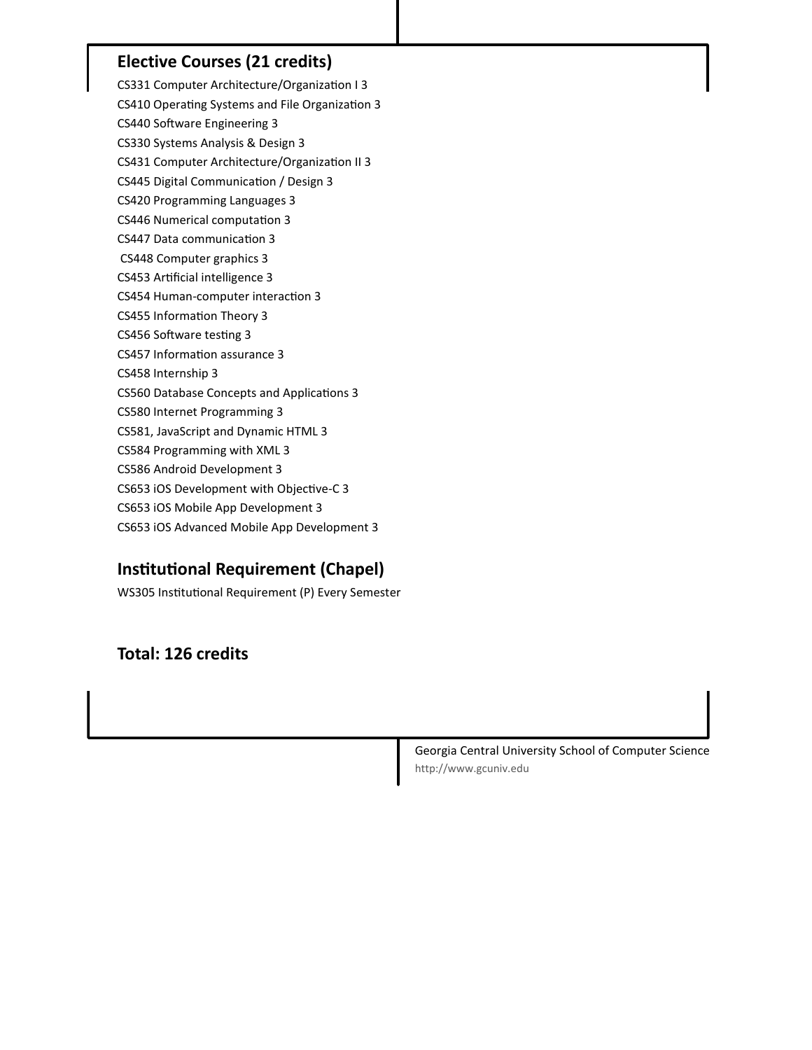## Elective Courses (21 credits)

CS331 Computer Architecture/Organization I 3

CS410 Operating Systems and File Organization 3

CS440 Software Engineering 3

CS330 Systems Analysis & Design 3

CS431 Computer Architecture/Organization II 3

CS445 Digital Communication / Design 3

CS420 Programming Languages 3

CS446 Numerical computation 3

CS447 Data communication 3

CS448 Computer graphics 3

CS453 Artificial intelligence 3

CS454 Human-computer interaction 3

CS455 Information Theory 3

CS456 Software testing 3

CS457 Information assurance 3

CS458 Internship 3

CS560 Database Concepts and Applications 3

CS580 Internet Programming 3

CS581, JavaScript and Dynamic HTML 3

CS584 Programming with XML 3

CS586 Android Development 3

CS653 iOS Development with Objective-C 3

CS653 iOS Mobile App Development 3

CS653 iOS Advanced Mobile App Development 3

## Institutional Requirement (Chapel)

WS305 Institutional Requirement (P) Every Semester

## Total: 126 credits

Georgia Central University School of Computer Science
http://www.gcuniv.edu